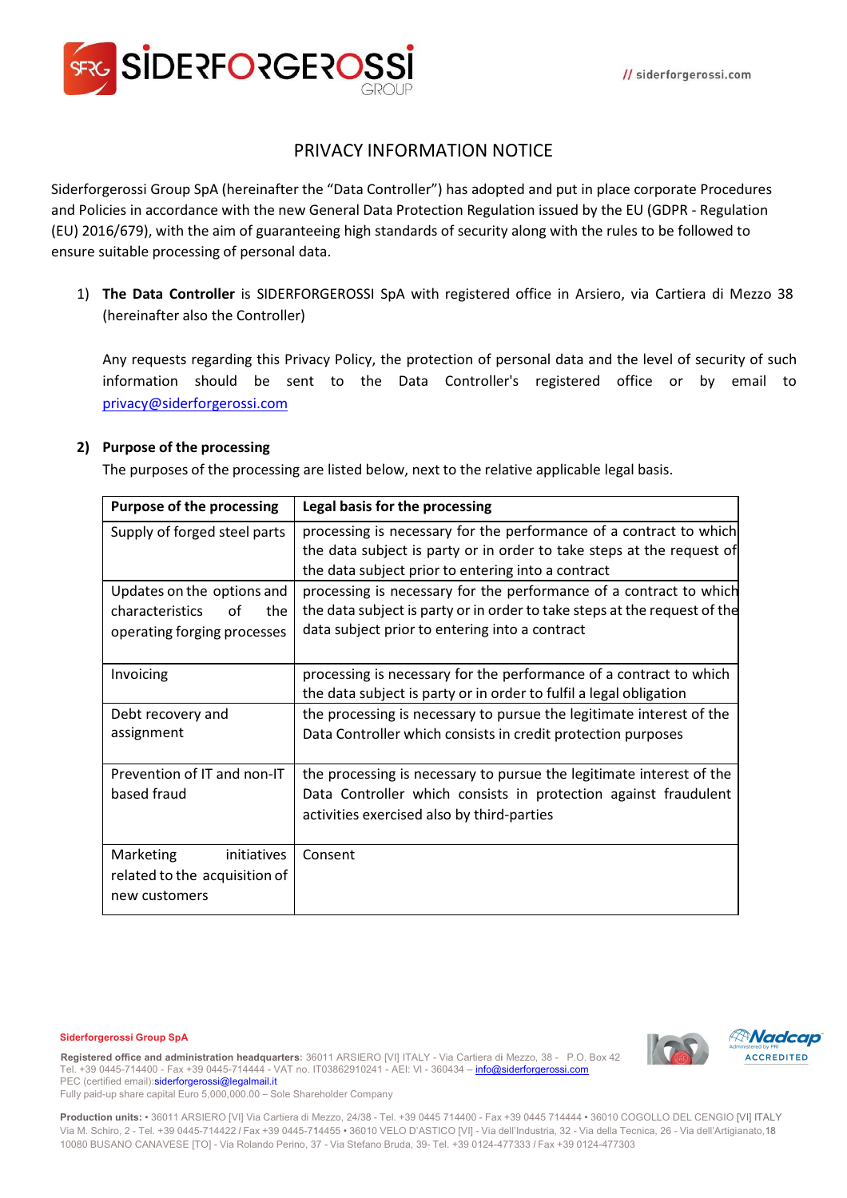# PRIVACY INFORMATION NOTICE

Siderforgerossi Group SpA (hereinafter the "Data Controller") has adopted and put in place corporate Procedures and Policies in accordance with the new General Data Protection Regulation issued by the EU (GDPR - Regulation (EU) 2016/679), with the aim of guaranteeing high standards of security along with the rules to be followed to ensure suitable processing of personal data.

1) **The Data Controller** is SIDERFORGEROSSI SpA with registered office in Arsiero, via Cartiera di Mezzo 38 (hereinafter also the Controller)

   Any requests regarding this Privacy Policy, the protection of personal data and the level of security of such information should be sent to the Data Controller's registered office or by email to privacy@siderforgerossi.com

2) **Purpose of the processing**

   The purposes of the processing are listed below, next to the relative applicable legal basis.

| Purpose of the processing | Legal basis for the processing |
|---|---|
| Supply of forged steel parts | processing is necessary for the performance of a contract to which the data subject is party or in order to take steps at the request of the data subject prior to entering into a contract |
| Updates on the options and characteristics of the operating forging processes | processing is necessary for the performance of a contract to which the data subject is party or in order to take steps at the request of the data subject prior to entering into a contract |
| Invoicing | processing is necessary for the performance of a contract to which the data subject is party or in order to fulfil a legal obligation |
| Debt recovery and assignment | the processing is necessary to pursue the legitimate interest of the Data Controller which consists in credit protection purposes |
| Prevention of IT and non-IT based fraud | the processing is necessary to pursue the legitimate interest of the Data Controller which consists in protection against fraudulent activities exercised also by third-parties |
| Marketing initiatives related to the acquisition of new customers | Consent |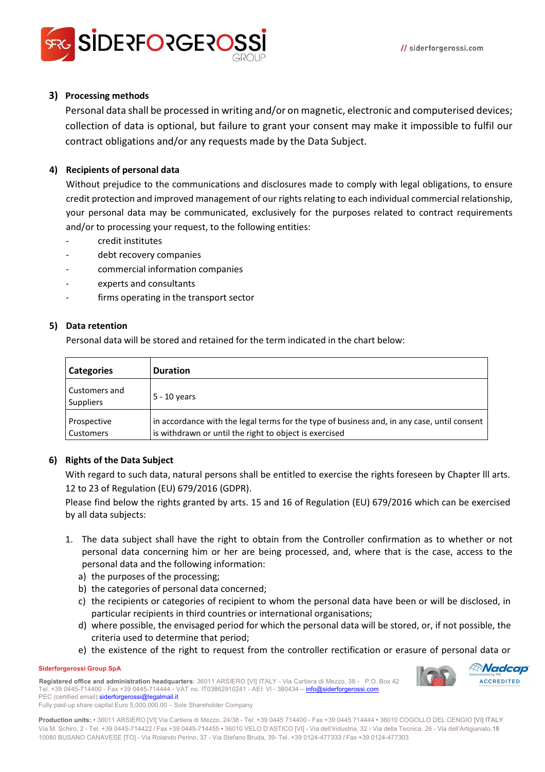### 3) Processing methods

Personal data shall be processed in writing and/or on magnetic, electronic and computerised devices; collection of data is optional, but failure to grant your consent may make it impossible to fulfil our contract obligations and/or any requests made by the Data Subject.

### 4) Recipients of personal data

Without prejudice to the communications and disclosures made to comply with legal obligations, to ensure credit protection and improved management of our rights relating to each individual commercial relationship, your personal data may be communicated, exclusively for the purposes related to contract requirements and/or to processing your request, to the following entities:

- credit institutes
- debt recovery companies
- commercial information companies
- experts and consultants
- firms operating in the transport sector

### 5) Data retention

Personal data will be stored and retained for the term indicated in the chart below:

| Categories | Duration |
|---|---|
| Customers and Suppliers | 5 - 10 years |
| Prospective Customers | in accordance with the legal terms for the type of business and, in any case, until consent is withdrawn or until the right to object is exercised |

### 6) Rights of the Data Subject

With regard to such data, natural persons shall be entitled to exercise the rights foreseen by Chapter lll arts. 12 to 23 of Regulation (EU) 679/2016 (GDPR).

Please find below the rights granted by arts. 15 and 16 of Regulation (EU) 679/2016 which can be exercised by all data subjects:

1. The data subject shall have the right to obtain from the Controller confirmation as to whether or not personal data concerning him or her are being processed, and, where that is the case, access to the personal data and the following information:
   a) the purposes of the processing;
   b) the categories of personal data concerned;
   c) the recipients or categories of recipient to whom the personal data have been or will be disclosed, in particular recipients in third countries or international organisations;
   d) where possible, the envisaged period for which the personal data will be stored, or, if not possible, the criteria used to determine that period;
   e) the existence of the right to request from the controller rectification or erasure of personal data or

**Siderforgerossi Group SpA**

**Registered office and administration headquarters:** 36011 ARSIERO [VI] ITALY - Via Cartiera di Mezzo, 38 - P.O. Box 42 Tel. +39 0445-714400 - Fax +39 0445-714444 - VAT no. IT03862910241 - AEI: VI - 360434 – info@siderforgerossi.com PEC (certified email): siderforgerossi@legalmail.it Fully paid-up share capital Euro 5,000,000.00 – Sole Shareholder Company

**Production units:** • 36011 ARSIERO [VI] Via Cartiera di Mezzo, 24/38 - Tel. +39 0445 714400 - Fax +39 0445 714444 • 36010 COGOLLO DEL CENGIO [VI] ITALY Via M. Schiro, 2 - Tel. +39 0445-714422 / Fax +39 0445-714455 • 36010 VELO D'ASTICO [VI] - Via dell'Industria, 32 - Via della Tecnica, 26 - Via dell'Artigianato,18 10080 BUSANO CANAVESE [TO] - Via Rolando Perino, 37 - Via Stefano Bruda, 39- Tel. +39 0124-477333 / Fax +39 0124-477303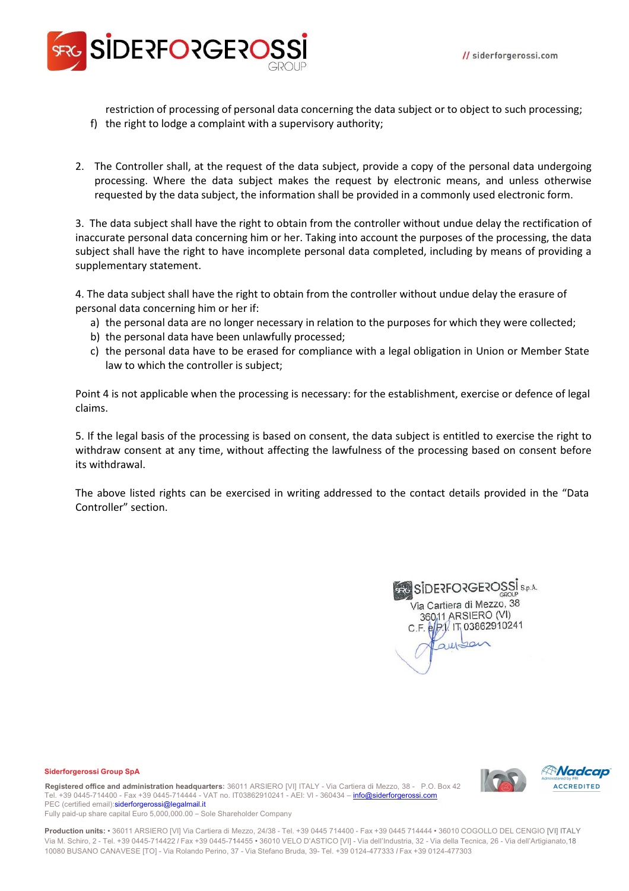restriction of processing of personal data concerning the data subject or to object to such processing;

f) the right to lodge a complaint with a supervisory authority;

2. The Controller shall, at the request of the data subject, provide a copy of the personal data undergoing processing. Where the data subject makes the request by electronic means, and unless otherwise requested by the data subject, the information shall be provided in a commonly used electronic form.

3. The data subject shall have the right to obtain from the controller without undue delay the rectification of inaccurate personal data concerning him or her. Taking into account the purposes of the processing, the data subject shall have the right to have incomplete personal data completed, including by means of providing a supplementary statement.

4. The data subject shall have the right to obtain from the controller without undue delay the erasure of personal data concerning him or her if:

a) the personal data are no longer necessary in relation to the purposes for which they were collected;
b) the personal data have been unlawfully processed;
c) the personal data have to be erased for compliance with a legal obligation in Union or Member State law to which the controller is subject;

Point 4 is not applicable when the processing is necessary: for the establishment, exercise or defence of legal claims.

5. If the legal basis of the processing is based on consent, the data subject is entitled to exercise the right to withdraw consent at any time, without affecting the lawfulness of the processing based on consent before its withdrawal.

The above listed rights can be exercised in writing addressed to the contact details provided in the "Data Controller" section.

SIDERFORGEROSSI GROUP S.p.A.
Via Cartiera di Mezzo, 38
36011 ARSIERO (VI)
C.F. e P.I. IT 03862910241

**Siderforgerossi Group SpA**

**Registered office and administration headquarters:** 36011 ARSIERO [VI] ITALY - Via Cartiera di Mezzo, 38 - P.O. Box 42
Tel. +39 0445-714400 - Fax +39 0445-714444 - VAT no. IT03862910241 - AEI: VI - 360434 – info@siderforgerossi.com
PEC (certified email): siderforgerossi@legalmail.it
Fully paid-up share capital Euro 5,000,000.00 – Sole Shareholder Company

**Production units:** • 36011 ARSIERO [VI] Via Cartiera di Mezzo, 24/38 - Tel. +39 0445 714400 - Fax +39 0445 714444 • 36010 COGOLLO DEL CENGIO [VI] ITALY Via M. Schiro, 2 - Tel. +39 0445-714422 / Fax +39 0445-714455 • 36010 VELO D'ASTICO [VI] - Via dell'Industria, 32 - Via della Tecnica, 26 - Via dell'Artigianato,18
10080 BUSANO CANAVESE [TO] - Via Rolando Perino, 37 - Via Stefano Bruda, 39- Tel. +39 0124-477333 / Fax +39 0124-477303